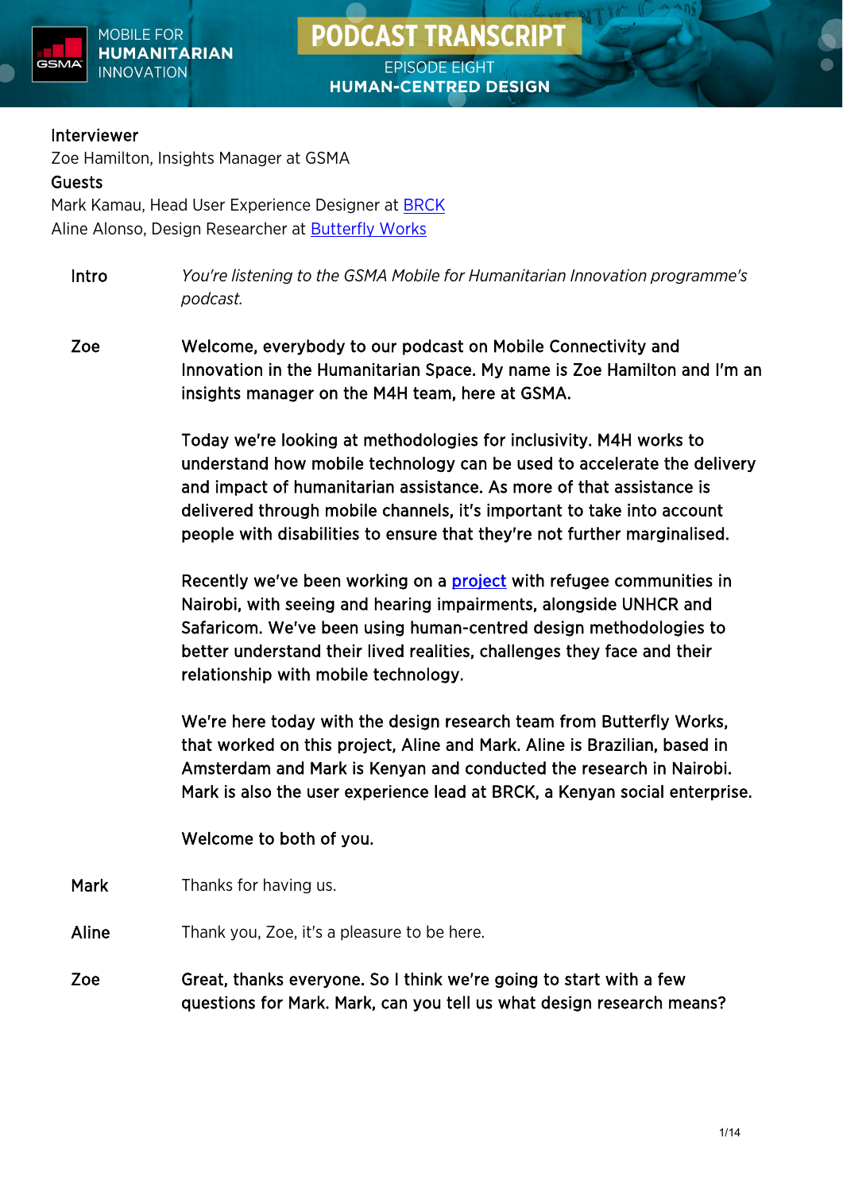# PODCAST TRANSCRIPT

EPISODE EIGHT
**HUMAN-CENTRED DESIGN**

**Interviewer**
Zoe Hamilton, Insights Manager at GSMA
**Guests**
Mark Kamau, Head User Experience Designer at BRCK
Aline Alonso, Design Researcher at Butterfly Works

**Intro** *You're listening to the GSMA Mobile for Humanitarian Innovation programme's podcast.*

**Zoe** Welcome, everybody to our podcast on Mobile Connectivity and Innovation in the Humanitarian Space. My name is Zoe Hamilton and I'm an insights manager on the M4H team, here at GSMA.

Today we're looking at methodologies for inclusivity. M4H works to understand how mobile technology can be used to accelerate the delivery and impact of humanitarian assistance. As more of that assistance is delivered through mobile channels, it's important to take into account people with disabilities to ensure that they're not further marginalised.

Recently we've been working on a project with refugee communities in Nairobi, with seeing and hearing impairments, alongside UNHCR and Safaricom. We've been using human-centred design methodologies to better understand their lived realities, challenges they face and their relationship with mobile technology.

We're here today with the design research team from Butterfly Works, that worked on this project, Aline and Mark. Aline is Brazilian, based in Amsterdam and Mark is Kenyan and conducted the research in Nairobi. Mark is also the user experience lead at BRCK, a Kenyan social enterprise.

Welcome to both of you.

**Mark** Thanks for having us.

**Aline** Thank you, Zoe, it's a pleasure to be here.

**Zoe** Great, thanks everyone. So I think we're going to start with a few questions for Mark. Mark, can you tell us what design research means?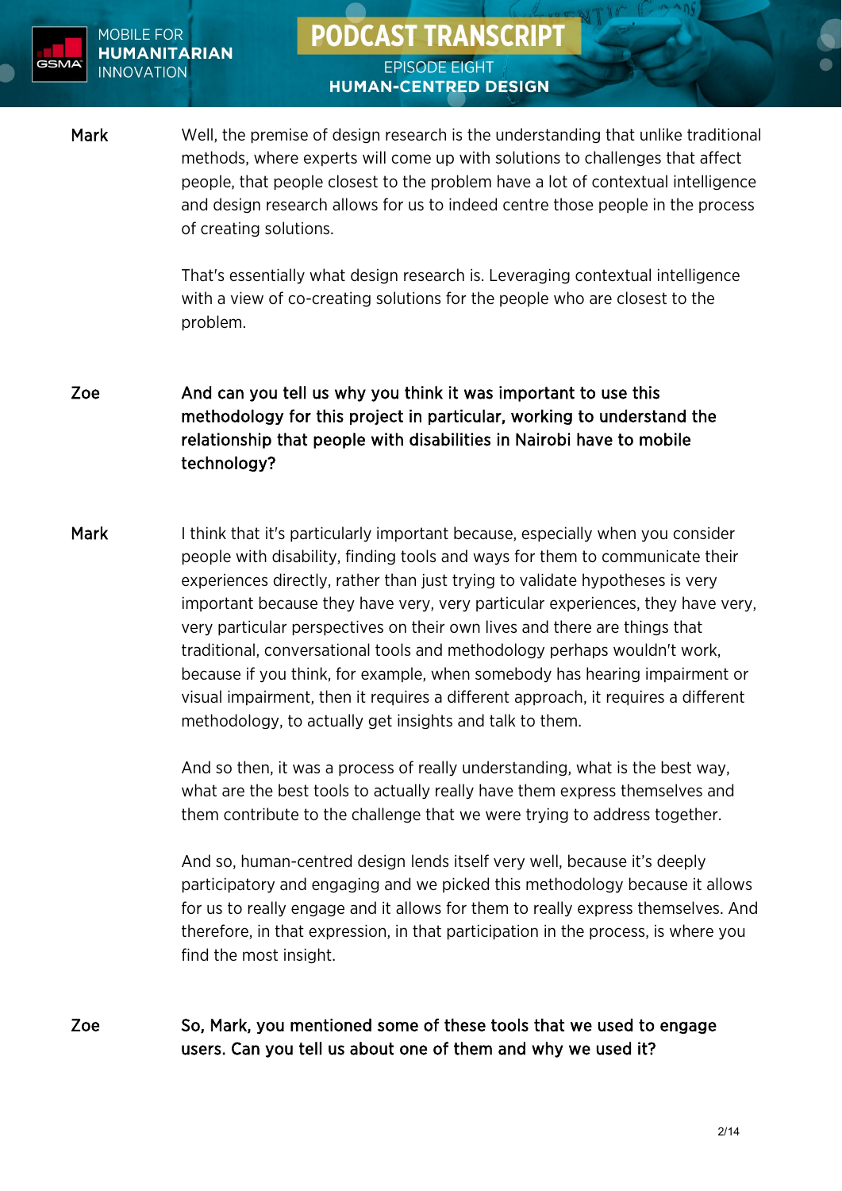**Mark** Well, the premise of design research is the understanding that unlike traditional methods, where experts will come up with solutions to challenges that affect people, that people closest to the problem have a lot of contextual intelligence and design research allows for us to indeed centre those people in the process of creating solutions.

That's essentially what design research is. Leveraging contextual intelligence with a view of co-creating solutions for the people who are closest to the problem.

**Zoe** **And can you tell us why you think it was important to use this methodology for this project in particular, working to understand the relationship that people with disabilities in Nairobi have to mobile technology?**

**Mark** I think that it's particularly important because, especially when you consider people with disability, finding tools and ways for them to communicate their experiences directly, rather than just trying to validate hypotheses is very important because they have very, very particular experiences, they have very, very particular perspectives on their own lives and there are things that traditional, conversational tools and methodology perhaps wouldn't work, because if you think, for example, when somebody has hearing impairment or visual impairment, then it requires a different approach, it requires a different methodology, to actually get insights and talk to them.

And so then, it was a process of really understanding, what is the best way, what are the best tools to actually really have them express themselves and them contribute to the challenge that we were trying to address together.

And so, human-centred design lends itself very well, because it's deeply participatory and engaging and we picked this methodology because it allows for us to really engage and it allows for them to really express themselves. And therefore, in that expression, in that participation in the process, is where you find the most insight.

**Zoe** **So, Mark, you mentioned some of these tools that we used to engage users. Can you tell us about one of them and why we used it?**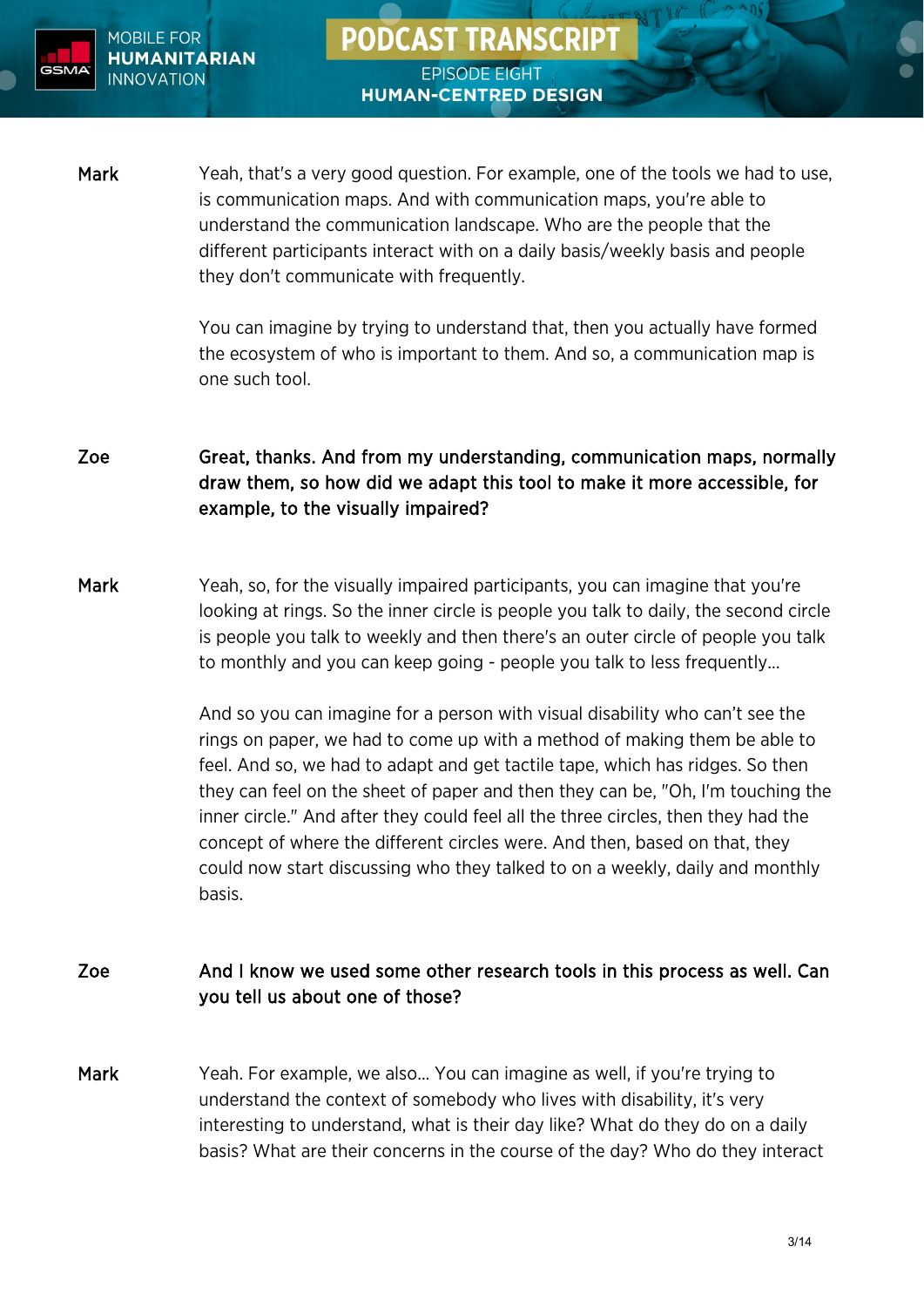**Mark** Yeah, that's a very good question. For example, one of the tools we had to use, is communication maps. And with communication maps, you're able to understand the communication landscape. Who are the people that the different participants interact with on a daily basis/weekly basis and people they don't communicate with frequently.

You can imagine by trying to understand that, then you actually have formed the ecosystem of who is important to them. And so, a communication map is one such tool.

**Zoe** **Great, thanks. And from my understanding, communication maps, normally draw them, so how did we adapt this tool to make it more accessible, for example, to the visually impaired?**

**Mark** Yeah, so, for the visually impaired participants, you can imagine that you're looking at rings. So the inner circle is people you talk to daily, the second circle is people you talk to weekly and then there's an outer circle of people you talk to monthly and you can keep going - people you talk to less frequently…

And so you can imagine for a person with visual disability who can't see the rings on paper, we had to come up with a method of making them be able to feel. And so, we had to adapt and get tactile tape, which has ridges. So then they can feel on the sheet of paper and then they can be, "Oh, I'm touching the inner circle." And after they could feel all the three circles, then they had the concept of where the different circles were. And then, based on that, they could now start discussing who they talked to on a weekly, daily and monthly basis.

**Zoe** **And I know we used some other research tools in this process as well. Can you tell us about one of those?**

**Mark** Yeah. For example, we also… You can imagine as well, if you're trying to understand the context of somebody who lives with disability, it's very interesting to understand, what is their day like? What do they do on a daily basis? What are their concerns in the course of the day? Who do they interact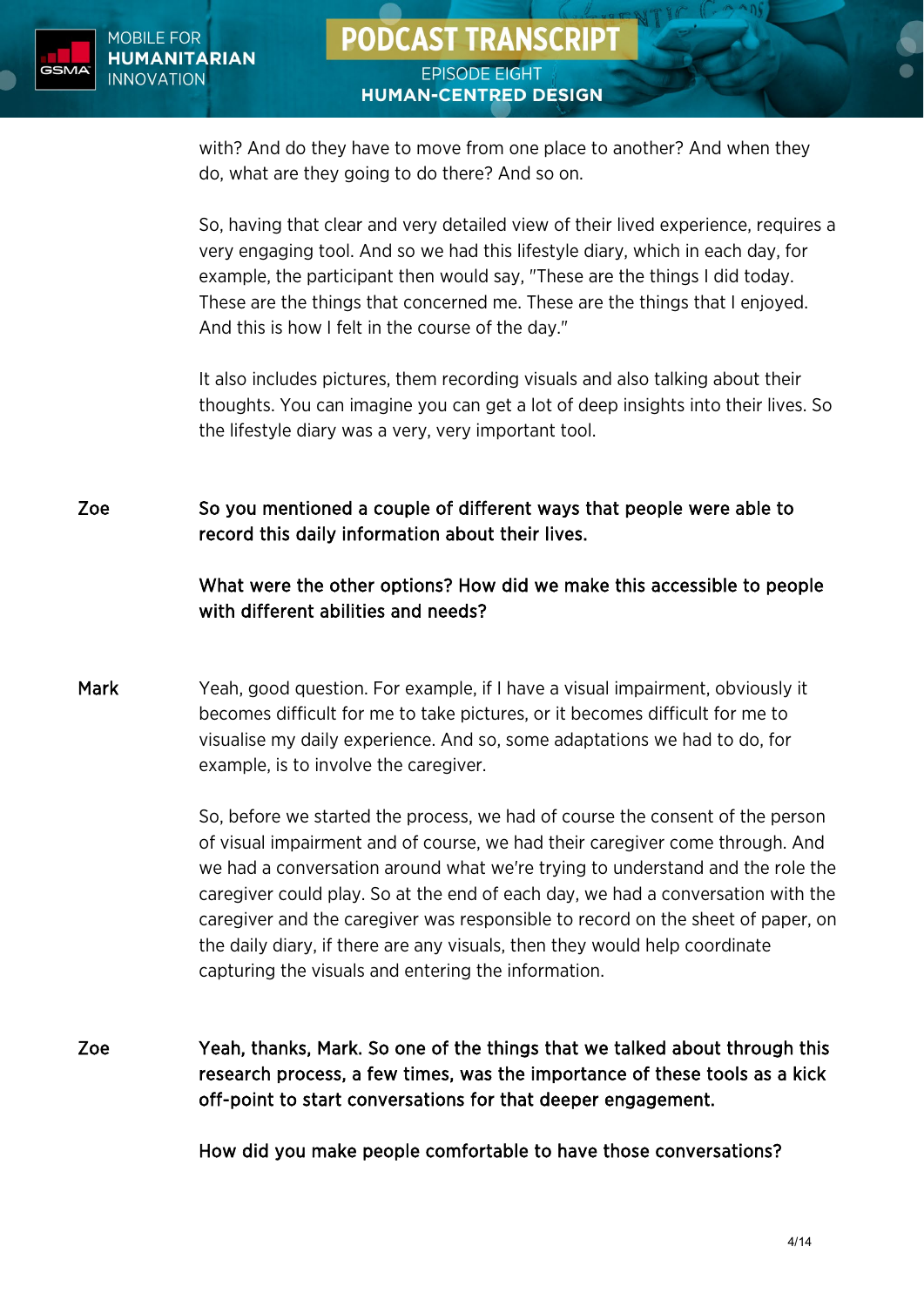with? And do they have to move from one place to another? And when they do, what are they going to do there? And so on.

So, having that clear and very detailed view of their lived experience, requires a very engaging tool. And so we had this lifestyle diary, which in each day, for example, the participant then would say, "These are the things I did today. These are the things that concerned me. These are the things that I enjoyed. And this is how I felt in the course of the day."

It also includes pictures, them recording visuals and also talking about their thoughts. You can imagine you can get a lot of deep insights into their lives. So the lifestyle diary was a very, very important tool.

**Zoe** So you mentioned a couple of different ways that people were able to record this daily information about their lives.

What were the other options? How did we make this accessible to people with different abilities and needs?

**Mark** Yeah, good question. For example, if I have a visual impairment, obviously it becomes difficult for me to take pictures, or it becomes difficult for me to visualise my daily experience. And so, some adaptations we had to do, for example, is to involve the caregiver.

So, before we started the process, we had of course the consent of the person of visual impairment and of course, we had their caregiver come through. And we had a conversation around what we're trying to understand and the role the caregiver could play. So at the end of each day, we had a conversation with the caregiver and the caregiver was responsible to record on the sheet of paper, on the daily diary, if there are any visuals, then they would help coordinate capturing the visuals and entering the information.

**Zoe** Yeah, thanks, Mark. So one of the things that we talked about through this research process, a few times, was the importance of these tools as a kick off-point to start conversations for that deeper engagement.

How did you make people comfortable to have those conversations?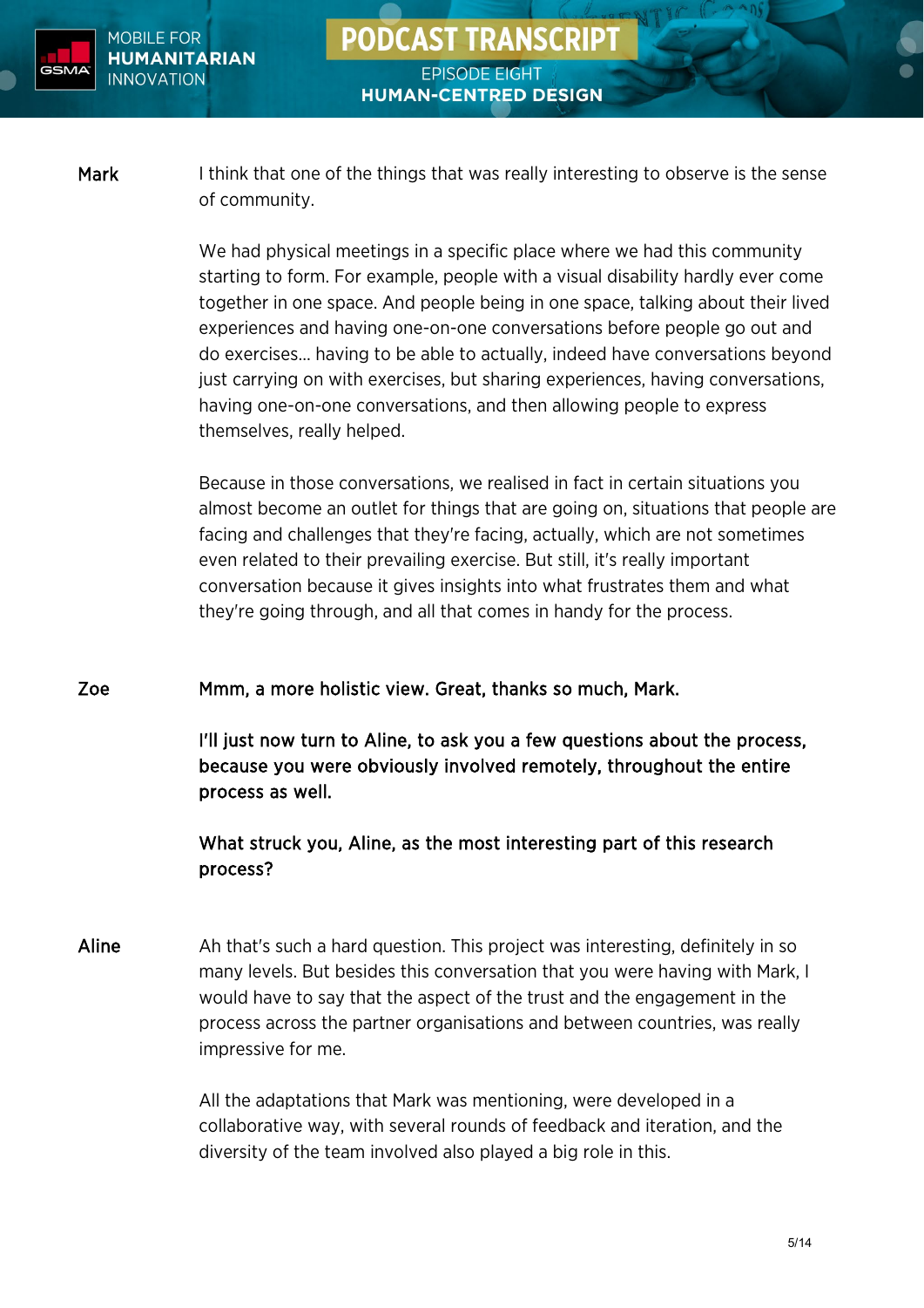**Mark**

I think that one of the things that was really interesting to observe is the sense of community.

We had physical meetings in a specific place where we had this community starting to form. For example, people with a visual disability hardly ever come together in one space. And people being in one space, talking about their lived experiences and having one-on-one conversations before people go out and do exercises... having to be able to actually, indeed have conversations beyond just carrying on with exercises, but sharing experiences, having conversations, having one-on-one conversations, and then allowing people to express themselves, really helped.

Because in those conversations, we realised in fact in certain situations you almost become an outlet for things that are going on, situations that people are facing and challenges that they're facing, actually, which are not sometimes even related to their prevailing exercise. But still, it's really important conversation because it gives insights into what frustrates them and what they're going through, and all that comes in handy for the process.

**Zoe**

**Mmm, a more holistic view. Great, thanks so much, Mark.**

**I'll just now turn to Aline, to ask you a few questions about the process, because you were obviously involved remotely, throughout the entire process as well.**

**What struck you, Aline, as the most interesting part of this research process?**

**Aline**

Ah that's such a hard question. This project was interesting, definitely in so many levels. But besides this conversation that you were having with Mark, I would have to say that the aspect of the trust and the engagement in the process across the partner organisations and between countries, was really impressive for me.

All the adaptations that Mark was mentioning, were developed in a collaborative way, with several rounds of feedback and iteration, and the diversity of the team involved also played a big role in this.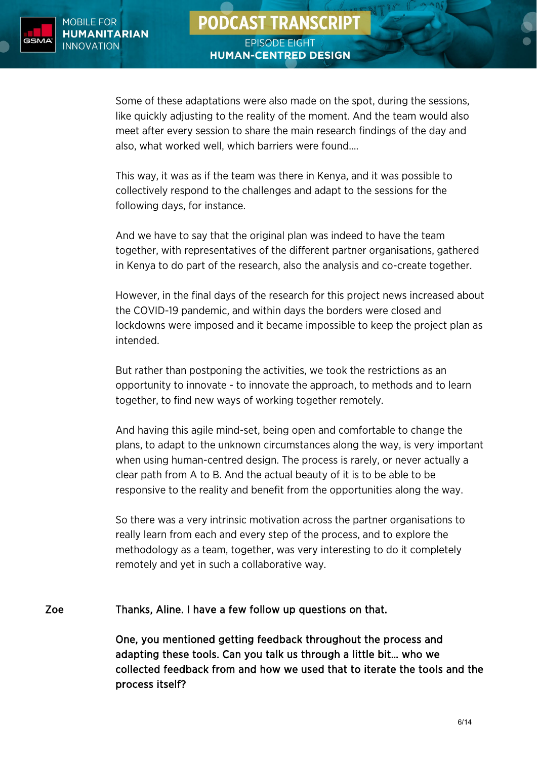Some of these adaptations were also made on the spot, during the sessions, like quickly adjusting to the reality of the moment. And the team would also meet after every session to share the main research findings of the day and also, what worked well, which barriers were found....

This way, it was as if the team was there in Kenya, and it was possible to collectively respond to the challenges and adapt to the sessions for the following days, for instance.

And we have to say that the original plan was indeed to have the team together, with representatives of the different partner organisations, gathered in Kenya to do part of the research, also the analysis and co-create together.

However, in the final days of the research for this project news increased about the COVID-19 pandemic, and within days the borders were closed and lockdowns were imposed and it became impossible to keep the project plan as intended.

But rather than postponing the activities, we took the restrictions as an opportunity to innovate - to innovate the approach, to methods and to learn together, to find new ways of working together remotely.

And having this agile mind-set, being open and comfortable to change the plans, to adapt to the unknown circumstances along the way, is very important when using human-centred design. The process is rarely, or never actually a clear path from A to B. And the actual beauty of it is to be able to be responsive to the reality and benefit from the opportunities along the way.

So there was a very intrinsic motivation across the partner organisations to really learn from each and every step of the process, and to explore the methodology as a team, together, was very interesting to do it completely remotely and yet in such a collaborative way.

**Zoe** Thanks, Aline. I have a few follow up questions on that.

One, you mentioned getting feedback throughout the process and adapting these tools. Can you talk us through a little bit… who we collected feedback from and how we used that to iterate the tools and the process itself?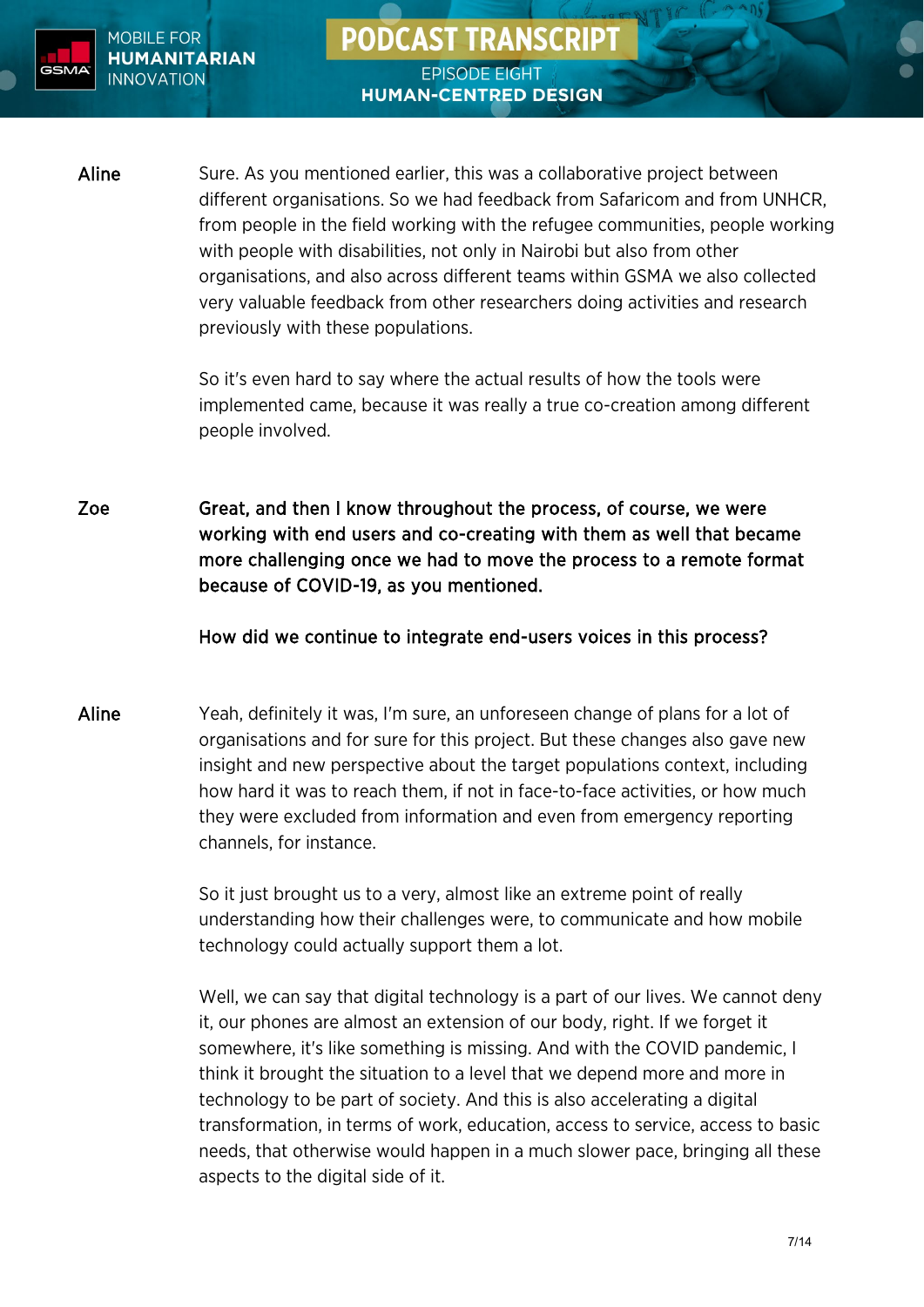**Aline** Sure. As you mentioned earlier, this was a collaborative project between different organisations. So we had feedback from Safaricom and from UNHCR, from people in the field working with the refugee communities, people working with people with disabilities, not only in Nairobi but also from other organisations, and also across different teams within GSMA we also collected very valuable feedback from other researchers doing activities and research previously with these populations.

So it's even hard to say where the actual results of how the tools were implemented came, because it was really a true co-creation among different people involved.

**Zoe** **Great, and then I know throughout the process, of course, we were working with end users and co-creating with them as well that became more challenging once we had to move the process to a remote format because of COVID-19, as you mentioned.**

**How did we continue to integrate end-users voices in this process?**

**Aline** Yeah, definitely it was, I'm sure, an unforeseen change of plans for a lot of organisations and for sure for this project. But these changes also gave new insight and new perspective about the target populations context, including how hard it was to reach them, if not in face-to-face activities, or how much they were excluded from information and even from emergency reporting channels, for instance.

So it just brought us to a very, almost like an extreme point of really understanding how their challenges were, to communicate and how mobile technology could actually support them a lot.

Well, we can say that digital technology is a part of our lives. We cannot deny it, our phones are almost an extension of our body, right. If we forget it somewhere, it's like something is missing. And with the COVID pandemic, I think it brought the situation to a level that we depend more and more in technology to be part of society. And this is also accelerating a digital transformation, in terms of work, education, access to service, access to basic needs, that otherwise would happen in a much slower pace, bringing all these aspects to the digital side of it.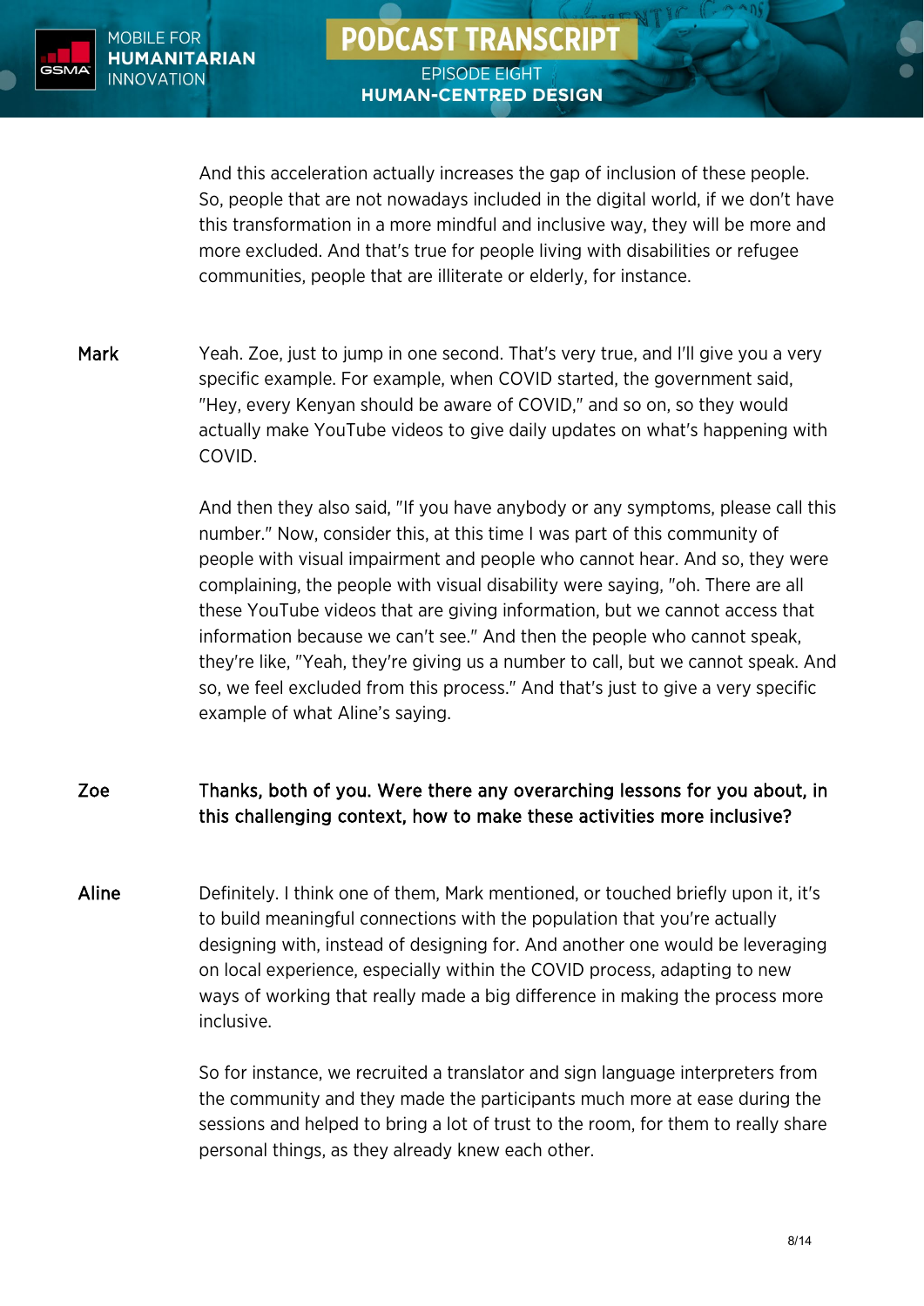And this acceleration actually increases the gap of inclusion of these people. So, people that are not nowadays included in the digital world, if we don't have this transformation in a more mindful and inclusive way, they will be more and more excluded. And that's true for people living with disabilities or refugee communities, people that are illiterate or elderly, for instance.

**Mark** Yeah. Zoe, just to jump in one second. That's very true, and I'll give you a very specific example. For example, when COVID started, the government said, "Hey, every Kenyan should be aware of COVID," and so on, so they would actually make YouTube videos to give daily updates on what's happening with COVID.

And then they also said, "If you have anybody or any symptoms, please call this number." Now, consider this, at this time I was part of this community of people with visual impairment and people who cannot hear. And so, they were complaining, the people with visual disability were saying, "oh. There are all these YouTube videos that are giving information, but we cannot access that information because we can't see." And then the people who cannot speak, they're like, "Yeah, they're giving us a number to call, but we cannot speak. And so, we feel excluded from this process." And that's just to give a very specific example of what Aline's saying.

**Zoe** **Thanks, both of you. Were there any overarching lessons for you about, in this challenging context, how to make these activities more inclusive?**

**Aline** Definitely. I think one of them, Mark mentioned, or touched briefly upon it, it's to build meaningful connections with the population that you're actually designing with, instead of designing for. And another one would be leveraging on local experience, especially within the COVID process, adapting to new ways of working that really made a big difference in making the process more inclusive.

So for instance, we recruited a translator and sign language interpreters from the community and they made the participants much more at ease during the sessions and helped to bring a lot of trust to the room, for them to really share personal things, as they already knew each other.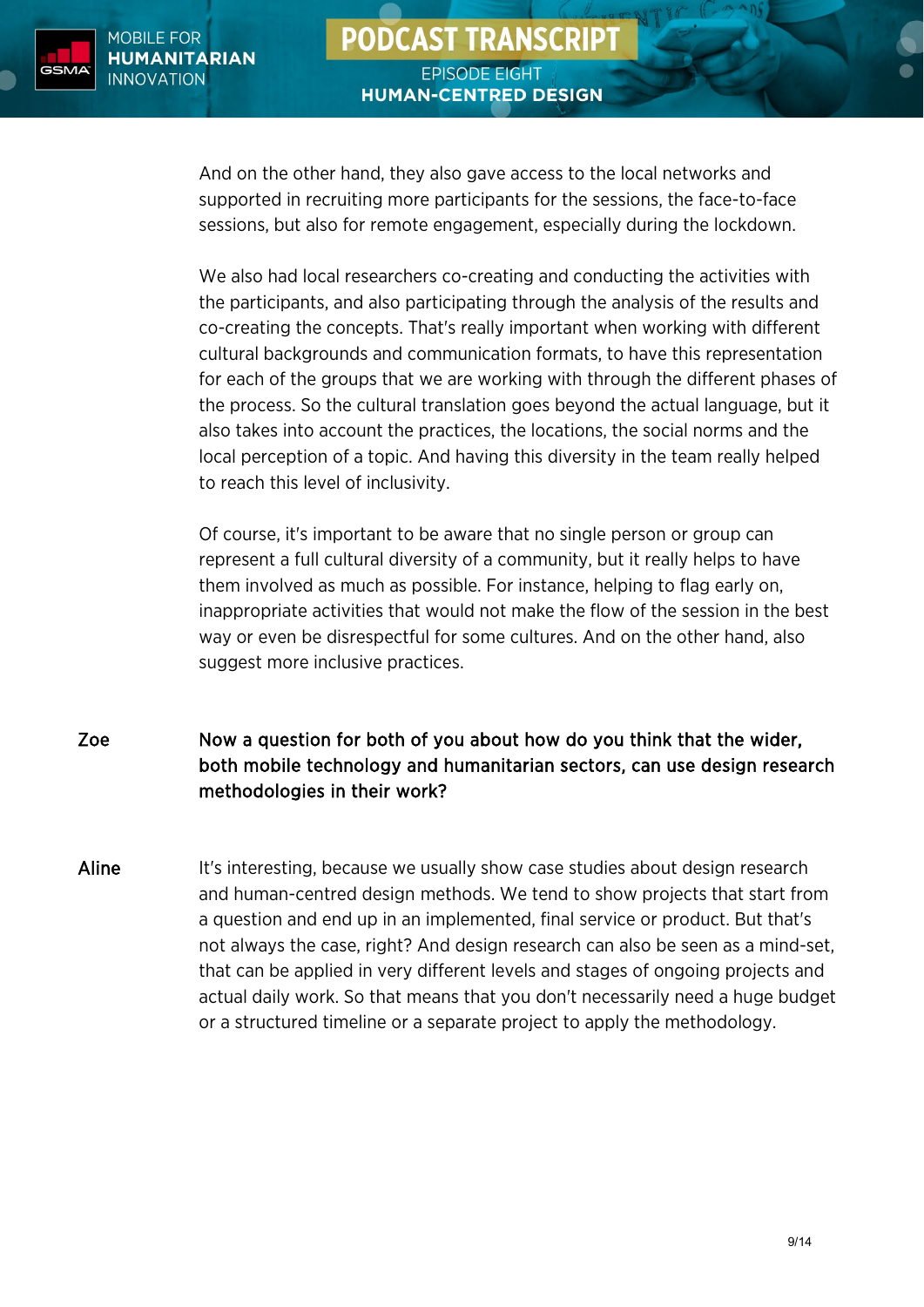And on the other hand, they also gave access to the local networks and supported in recruiting more participants for the sessions, the face-to-face sessions, but also for remote engagement, especially during the lockdown.

We also had local researchers co-creating and conducting the activities with the participants, and also participating through the analysis of the results and co-creating the concepts. That's really important when working with different cultural backgrounds and communication formats, to have this representation for each of the groups that we are working with through the different phases of the process. So the cultural translation goes beyond the actual language, but it also takes into account the practices, the locations, the social norms and the local perception of a topic. And having this diversity in the team really helped to reach this level of inclusivity.

Of course, it's important to be aware that no single person or group can represent a full cultural diversity of a community, but it really helps to have them involved as much as possible. For instance, helping to flag early on, inappropriate activities that would not make the flow of the session in the best way or even be disrespectful for some cultures. And on the other hand, also suggest more inclusive practices.

**Zoe** **Now a question for both of you about how do you think that the wider, both mobile technology and humanitarian sectors, can use design research methodologies in their work?**

**Aline** It's interesting, because we usually show case studies about design research and human-centred design methods. We tend to show projects that start from a question and end up in an implemented, final service or product. But that's not always the case, right? And design research can also be seen as a mind-set, that can be applied in very different levels and stages of ongoing projects and actual daily work. So that means that you don't necessarily need a huge budget or a structured timeline or a separate project to apply the methodology.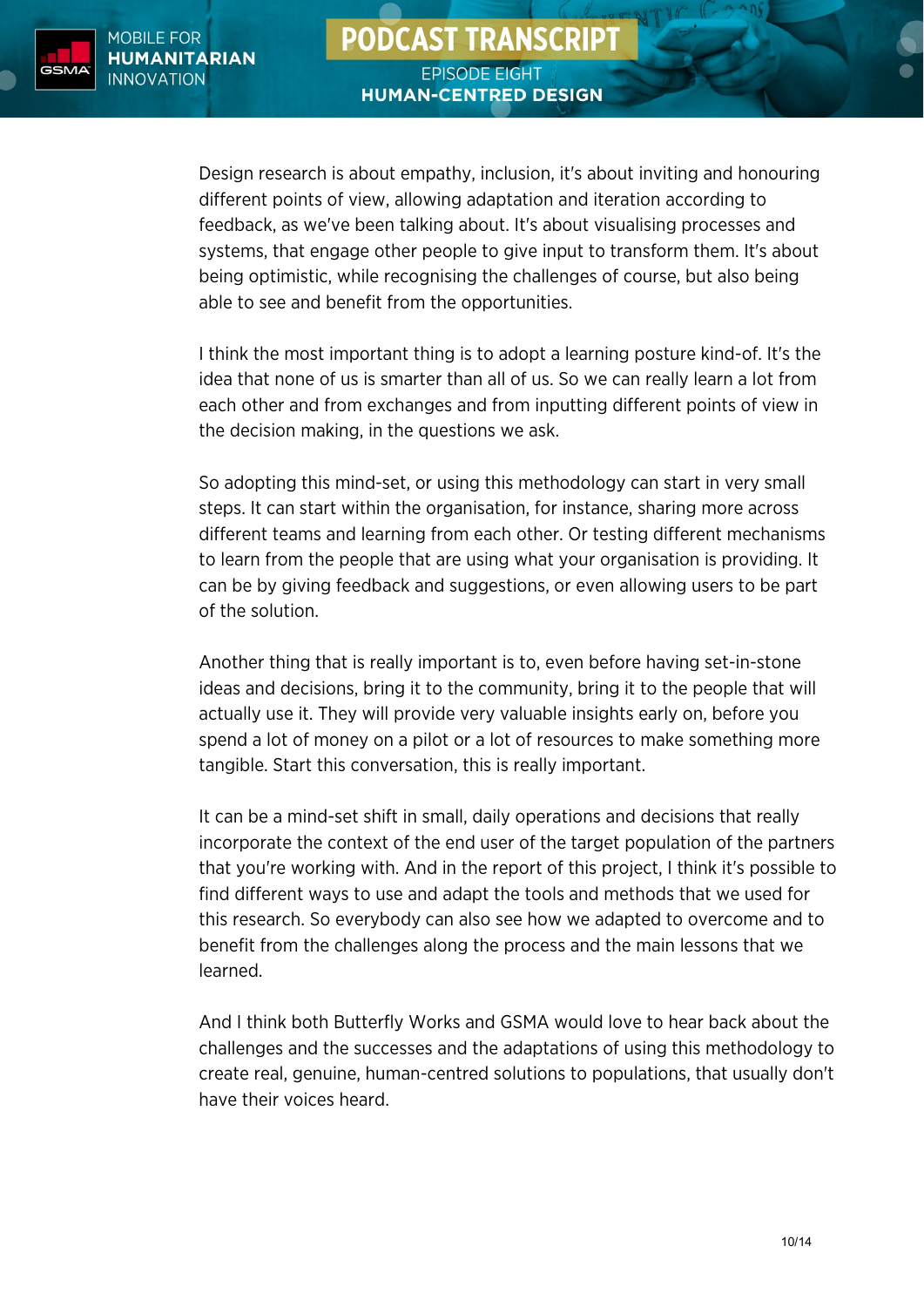Design research is about empathy, inclusion, it's about inviting and honouring different points of view, allowing adaptation and iteration according to feedback, as we've been talking about. It's about visualising processes and systems, that engage other people to give input to transform them. It's about being optimistic, while recognising the challenges of course, but also being able to see and benefit from the opportunities.

I think the most important thing is to adopt a learning posture kind-of. It's the idea that none of us is smarter than all of us. So we can really learn a lot from each other and from exchanges and from inputting different points of view in the decision making, in the questions we ask.

So adopting this mind-set, or using this methodology can start in very small steps. It can start within the organisation, for instance, sharing more across different teams and learning from each other. Or testing different mechanisms to learn from the people that are using what your organisation is providing. It can be by giving feedback and suggestions, or even allowing users to be part of the solution.

Another thing that is really important is to, even before having set-in-stone ideas and decisions, bring it to the community, bring it to the people that will actually use it. They will provide very valuable insights early on, before you spend a lot of money on a pilot or a lot of resources to make something more tangible. Start this conversation, this is really important.

It can be a mind-set shift in small, daily operations and decisions that really incorporate the context of the end user of the target population of the partners that you're working with. And in the report of this project, I think it's possible to find different ways to use and adapt the tools and methods that we used for this research. So everybody can also see how we adapted to overcome and to benefit from the challenges along the process and the main lessons that we learned.

And I think both Butterfly Works and GSMA would love to hear back about the challenges and the successes and the adaptations of using this methodology to create real, genuine, human-centred solutions to populations, that usually don't have their voices heard.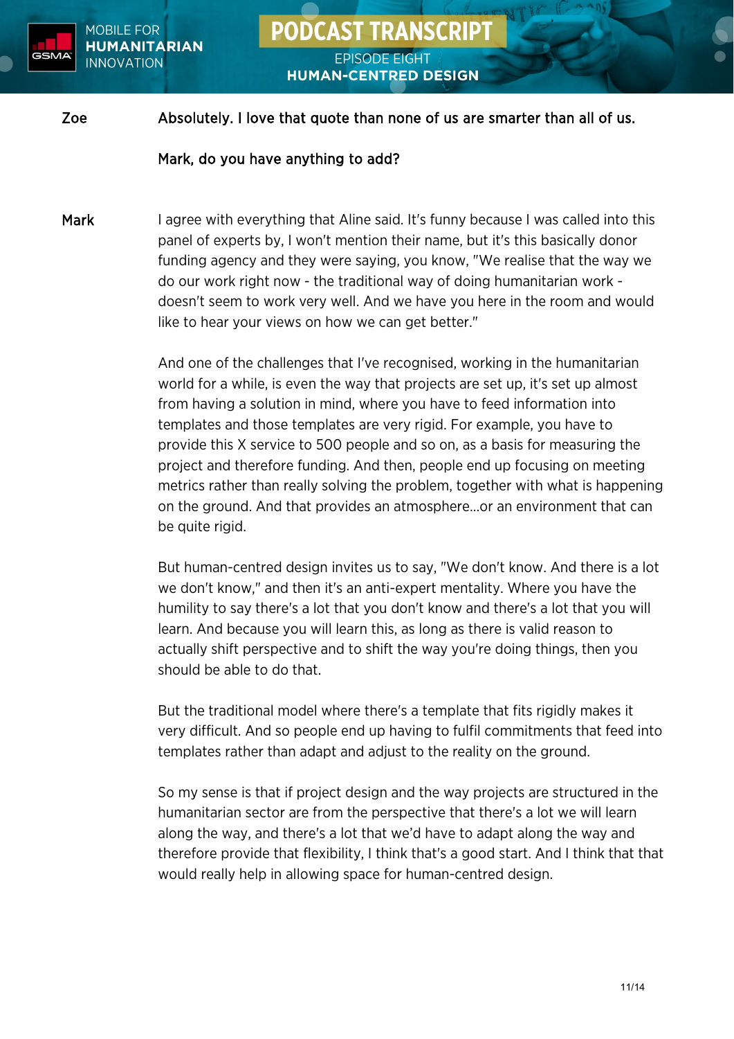**Zoe** **Absolutely. I love that quote than none of us are smarter than all of us.**

**Mark, do you have anything to add?**

**Mark** I agree with everything that Aline said. It's funny because I was called into this panel of experts by, I won't mention their name, but it's this basically donor funding agency and they were saying, you know, "We realise that the way we do our work right now - the traditional way of doing humanitarian work - doesn't seem to work very well. And we have you here in the room and would like to hear your views on how we can get better."

And one of the challenges that I've recognised, working in the humanitarian world for a while, is even the way that projects are set up, it's set up almost from having a solution in mind, where you have to feed information into templates and those templates are very rigid. For example, you have to provide this X service to 500 people and so on, as a basis for measuring the project and therefore funding. And then, people end up focusing on meeting metrics rather than really solving the problem, together with what is happening on the ground. And that provides an atmosphere...or an environment that can be quite rigid.

But human-centred design invites us to say, "We don't know. And there is a lot we don't know," and then it's an anti-expert mentality. Where you have the humility to say there's a lot that you don't know and there's a lot that you will learn. And because you will learn this, as long as there is valid reason to actually shift perspective and to shift the way you're doing things, then you should be able to do that.

But the traditional model where there's a template that fits rigidly makes it very difficult. And so people end up having to fulfil commitments that feed into templates rather than adapt and adjust to the reality on the ground.

So my sense is that if project design and the way projects are structured in the humanitarian sector are from the perspective that there's a lot we will learn along the way, and there's a lot that we'd have to adapt along the way and therefore provide that flexibility, I think that's a good start. And I think that that would really help in allowing space for human-centred design.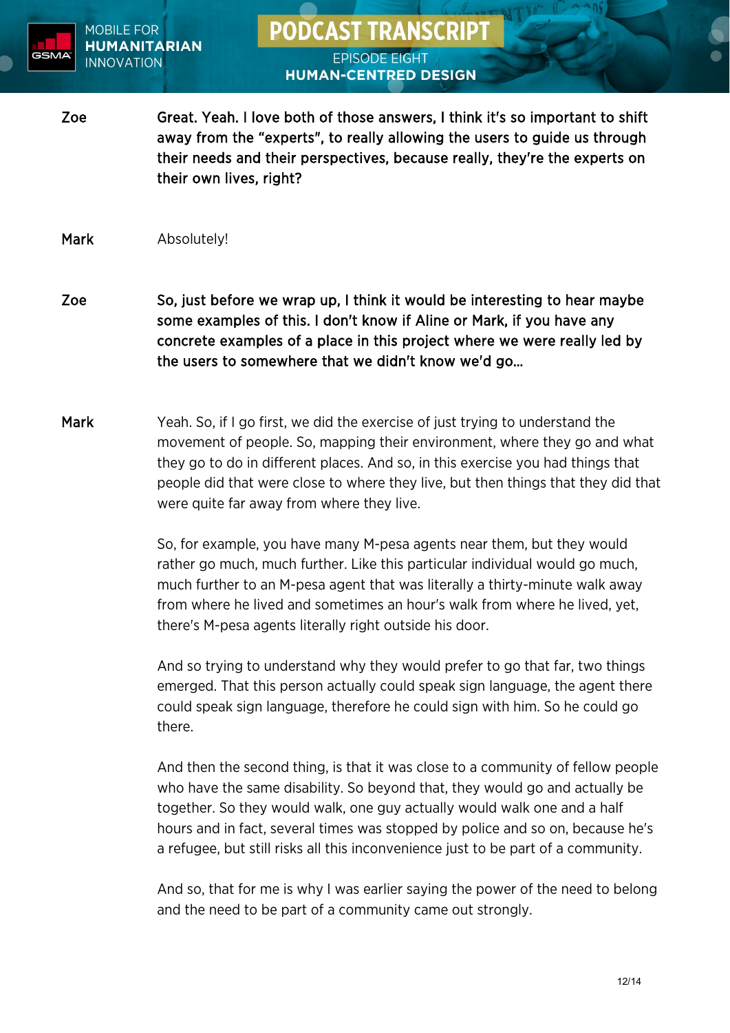**Zoe** **Great. Yeah. I love both of those answers, I think it's so important to shift away from the "experts", to really allowing the users to guide us through their needs and their perspectives, because really, they're the experts on their own lives, right?**

**Mark** Absolutely!

**Zoe** **So, just before we wrap up, I think it would be interesting to hear maybe some examples of this. I don't know if Aline or Mark, if you have any concrete examples of a place in this project where we were really led by the users to somewhere that we didn't know we'd go...**

**Mark** Yeah. So, if I go first, we did the exercise of just trying to understand the movement of people. So, mapping their environment, where they go and what they go to do in different places. And so, in this exercise you had things that people did that were close to where they live, but then things that they did that were quite far away from where they live.

So, for example, you have many M-pesa agents near them, but they would rather go much, much further. Like this particular individual would go much, much further to an M-pesa agent that was literally a thirty-minute walk away from where he lived and sometimes an hour's walk from where he lived, yet, there's M-pesa agents literally right outside his door.

And so trying to understand why they would prefer to go that far, two things emerged. That this person actually could speak sign language, the agent there could speak sign language, therefore he could sign with him. So he could go there.

And then the second thing, is that it was close to a community of fellow people who have the same disability. So beyond that, they would go and actually be together. So they would walk, one guy actually would walk one and a half hours and in fact, several times was stopped by police and so on, because he's a refugee, but still risks all this inconvenience just to be part of a community.

And so, that for me is why I was earlier saying the power of the need to belong and the need to be part of a community came out strongly.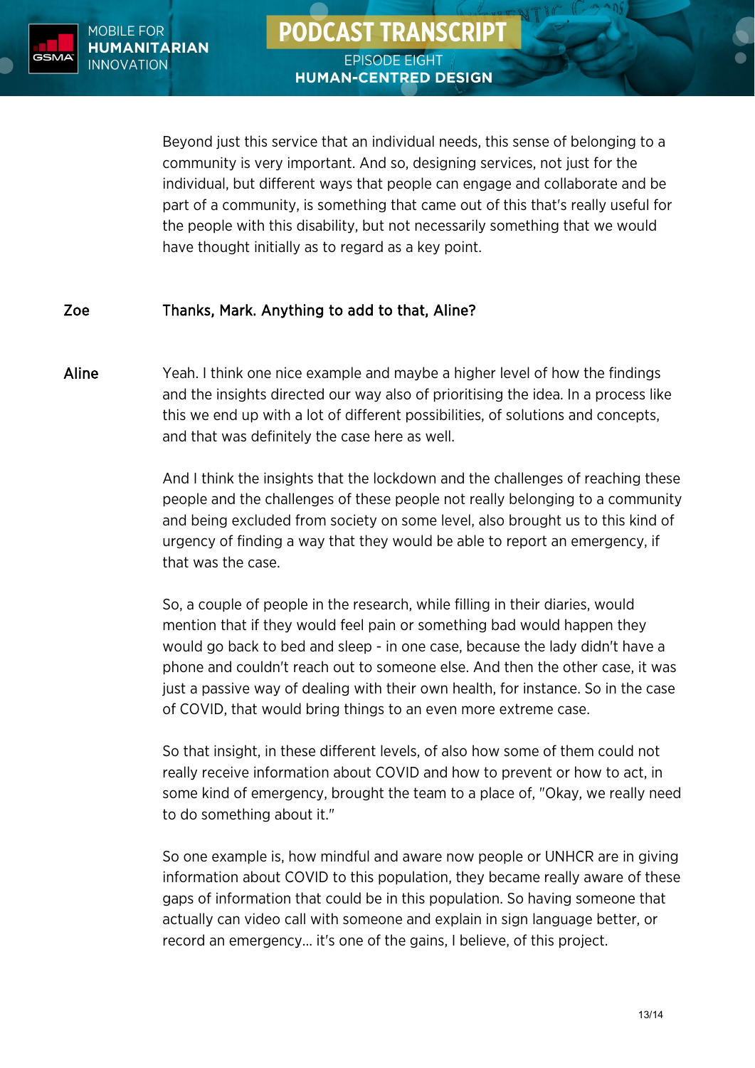Beyond just this service that an individual needs, this sense of belonging to a community is very important. And so, designing services, not just for the individual, but different ways that people can engage and collaborate and be part of a community, is something that came out of this that's really useful for the people with this disability, but not necessarily something that we would have thought initially as to regard as a key point.

**Zoe** — **Thanks, Mark. Anything to add to that, Aline?**

**Aline** — Yeah. I think one nice example and maybe a higher level of how the findings and the insights directed our way also of prioritising the idea. In a process like this we end up with a lot of different possibilities, of solutions and concepts, and that was definitely the case here as well.

And I think the insights that the lockdown and the challenges of reaching these people and the challenges of these people not really belonging to a community and being excluded from society on some level, also brought us to this kind of urgency of finding a way that they would be able to report an emergency, if that was the case.

So, a couple of people in the research, while filling in their diaries, would mention that if they would feel pain or something bad would happen they would go back to bed and sleep - in one case, because the lady didn't have a phone and couldn't reach out to someone else. And then the other case, it was just a passive way of dealing with their own health, for instance. So in the case of COVID, that would bring things to an even more extreme case.

So that insight, in these different levels, of also how some of them could not really receive information about COVID and how to prevent or how to act, in some kind of emergency, brought the team to a place of, "Okay, we really need to do something about it."

So one example is, how mindful and aware now people or UNHCR are in giving information about COVID to this population, they became really aware of these gaps of information that could be in this population. So having someone that actually can video call with someone and explain in sign language better, or record an emergency… it's one of the gains, I believe, of this project.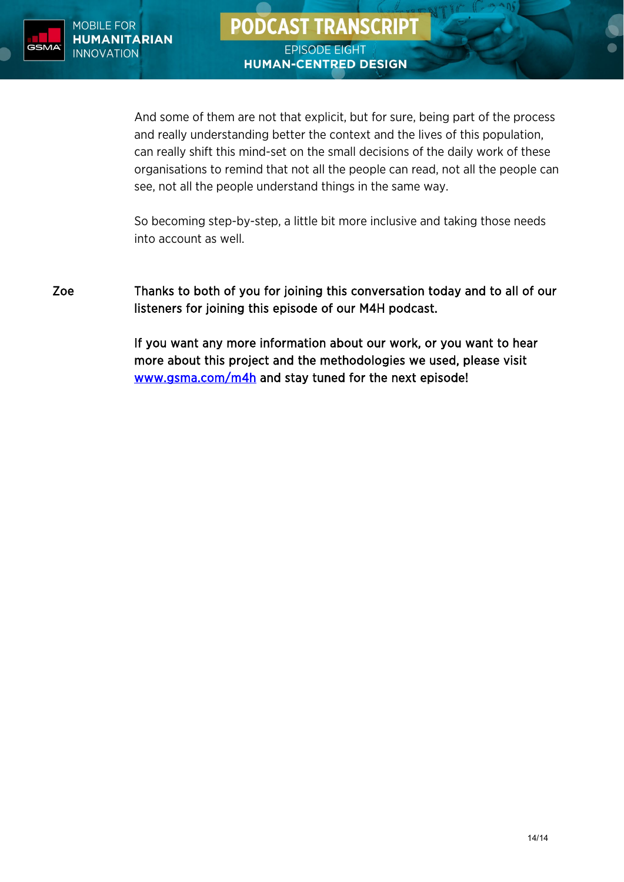And some of them are not that explicit, but for sure, being part of the process and really understanding better the context and the lives of this population, can really shift this mind-set on the small decisions of the daily work of these organisations to remind that not all the people can read, not all the people can see, not all the people understand things in the same way.

So becoming step-by-step, a little bit more inclusive and taking those needs into account as well.

**Zoe** **Thanks to both of you for joining this conversation today and to all of our listeners for joining this episode of our M4H podcast.**

**If you want any more information about our work, or you want to hear more about this project and the methodologies we used, please visit [www.gsma.com/m4h](www.gsma.com/m4h) and stay tuned for the next episode!**